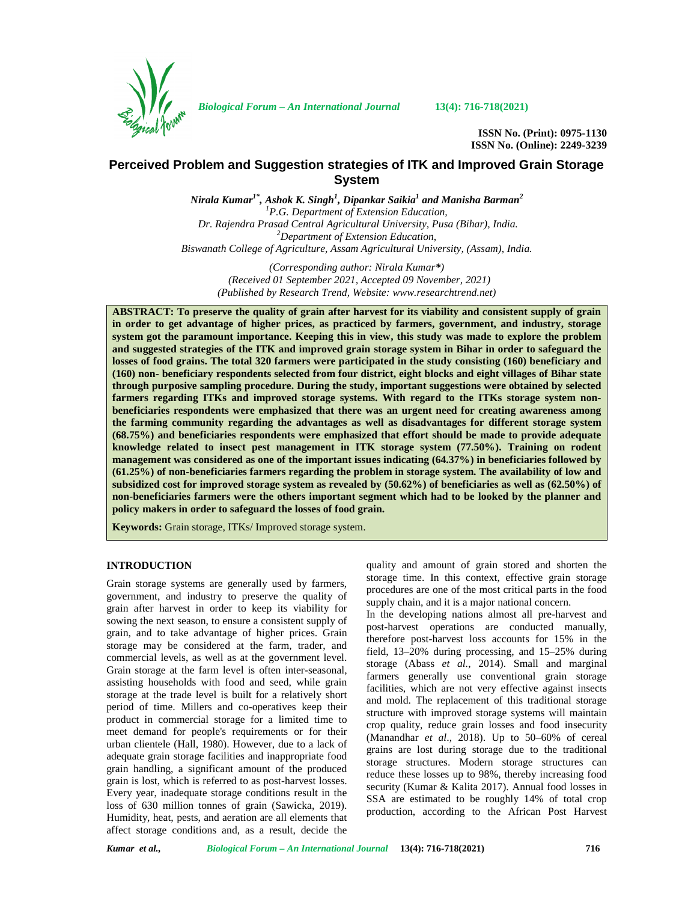# Perceived Problem and Suggestion strategies of ITK and Improved Grain Storage System

*Nirala Kumar*[1*], *Ashok K. Singh*[1], *Dipankar Saikia*[1] *and Manisha Barman*[2]

[1]*P.G. Department of Extension Education,*
*Dr. Rajendra Prasad Central Agricultural University, Pusa (Bihar), India.*
[2]*Department of Extension Education,*
*Biswanath College of Agriculture, Assam Agricultural University, (Assam), India.*

*(Corresponding author: Nirala Kumar\*)*
*(Received 01 September 2021, Accepted 09 November, 2021)*
*(Published by Research Trend, Website: www.researchtrend.net)*

**ABSTRACT: To preserve the quality of grain after harvest for its viability and consistent supply of grain in order to get advantage of higher prices, as practiced by farmers, government, and industry, storage system got the paramount importance. Keeping this in view, this study was made to explore the problem and suggested strategies of the ITK and improved grain storage system in Bihar in order to safeguard the losses of food grains. The total 320 farmers were participated in the study consisting (160) beneficiary and (160) non- beneficiary respondents selected from four district, eight blocks and eight villages of Bihar state through purposive sampling procedure. During the study, important suggestions were obtained by selected farmers regarding ITKs and improved storage systems. With regard to the ITKs storage system non-beneficiaries respondents were emphasized that there was an urgent need for creating awareness among the farming community regarding the advantages as well as disadvantages for different storage system (68.75%) and beneficiaries respondents were emphasized that effort should be made to provide adequate knowledge related to insect pest management in ITK storage system (77.50%). Training on rodent management was considered as one of the important issues indicating (64.37%) in beneficiaries followed by (61.25%) of non-beneficiaries farmers regarding the problem in storage system. The availability of low and subsidized cost for improved storage system as revealed by (50.62%) of beneficiaries as well as (62.50%) of non-beneficiaries farmers were the others important segment which had to be looked by the planner and policy makers in order to safeguard the losses of food grain.**

**Keywords:** Grain storage, ITKs/ Improved storage system.

## INTRODUCTION

Grain storage systems are generally used by farmers, government, and industry to preserve the quality of grain after harvest in order to keep its viability for sowing the next season, to ensure a consistent supply of grain, and to take advantage of higher prices. Grain storage may be considered at the farm, trader, and commercial levels, as well as at the government level. Grain storage at the farm level is often inter-seasonal, assisting households with food and seed, while grain storage at the trade level is built for a relatively short period of time. Millers and co-operatives keep their product in commercial storage for a limited time to meet demand for people's requirements or for their urban clientele (Hall, 1980). However, due to a lack of adequate grain storage facilities and inappropriate food grain handling, a significant amount of the produced grain is lost, which is referred to as post-harvest losses. Every year, inadequate storage conditions result in the loss of 630 million tonnes of grain (Sawicka, 2019). Humidity, heat, pests, and aeration are all elements that affect storage conditions and, as a result, decide the quality and amount of grain stored and shorten the storage time. In this context, effective grain storage procedures are one of the most critical parts in the food supply chain, and it is a major national concern.

In the developing nations almost all pre-harvest and post-harvest operations are conducted manually, therefore post-harvest loss accounts for 15% in the field, 13–20% during processing, and 15–25% during storage (Abass *et al.*, 2014). Small and marginal farmers generally use conventional grain storage facilities, which are not very effective against insects and mold. The replacement of this traditional storage structure with improved storage systems will maintain crop quality, reduce grain losses and food insecurity (Manandhar *et al*., 2018). Up to 50–60% of cereal grains are lost during storage due to the traditional storage structures. Modern storage structures can reduce these losses up to 98%, thereby increasing food security (Kumar & Kalita 2017). Annual food losses in SSA are estimated to be roughly 14% of total crop production, according to the African Post Harvest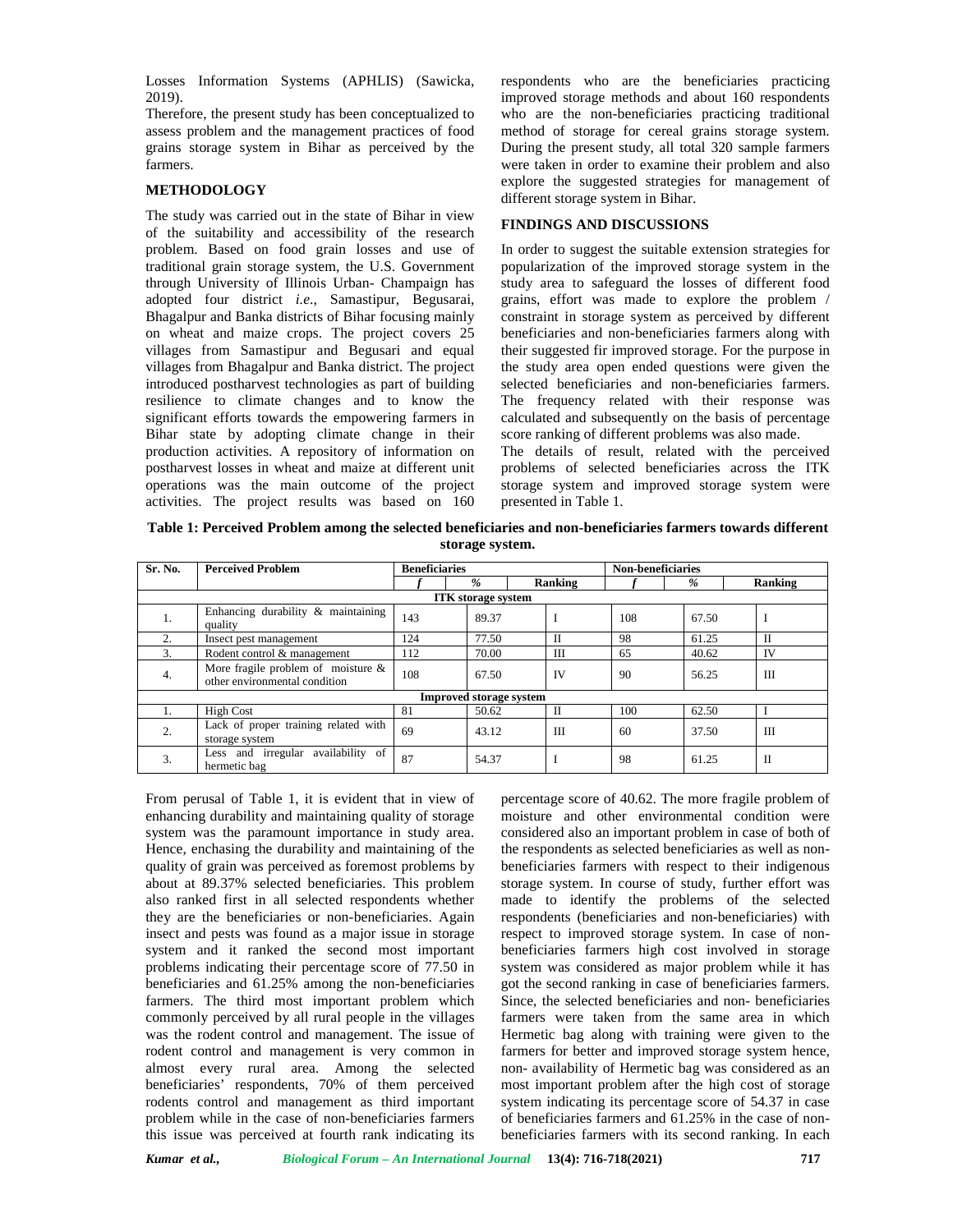Losses Information Systems (APHLIS) (Sawicka, 2019).

Therefore, the present study has been conceptualized to assess problem and the management practices of food grains storage system in Bihar as perceived by the farmers.

## METHODOLOGY

The study was carried out in the state of Bihar in view of the suitability and accessibility of the research problem. Based on food grain losses and use of traditional grain storage system, the U.S. Government through University of Illinois Urban- Champaign has adopted four district *i.e.*, Samastipur, Begusarai, Bhagalpur and Banka districts of Bihar focusing mainly on wheat and maize crops. The project covers 25 villages from Samastipur and Begusari and equal villages from Bhagalpur and Banka district. The project introduced postharvest technologies as part of building resilience to climate changes and to know the significant efforts towards the empowering farmers in Bihar state by adopting climate change in their production activities. A repository of information on postharvest losses in wheat and maize at different unit operations was the main outcome of the project activities. The project results was based on 160 respondents who are the beneficiaries practicing improved storage methods and about 160 respondents who are the non-beneficiaries practicing traditional method of storage for cereal grains storage system. During the present study, all total 320 sample farmers were taken in order to examine their problem and also explore the suggested strategies for management of different storage system in Bihar.

## FINDINGS AND DISCUSSIONS

In order to suggest the suitable extension strategies for popularization of the improved storage system in the study area to safeguard the losses of different food grains, effort was made to explore the problem / constraint in storage system as perceived by different beneficiaries and non-beneficiaries farmers along with their suggested fir improved storage. For the purpose in the study area open ended questions were given the selected beneficiaries and non-beneficiaries farmers. The frequency related with their response was calculated and subsequently on the basis of percentage score ranking of different problems was also made.

The details of result, related with the perceived problems of selected beneficiaries across the ITK storage system and improved storage system were presented in Table 1.

**Table 1: Perceived Problem among the selected beneficiaries and non-beneficiaries farmers towards different storage system.**

| Sr. No. | Perceived Problem | Beneficiaries | | | Non-beneficiaries | | |
|---|---|---|---|---|---|---|---|
| | | *f* | *%* | Ranking | *f* | *%* | Ranking |
| **ITK storage system** | | | | | | | |
| 1. | Enhancing durability & maintaining quality | 143 | 89.37 | I | 108 | 67.50 | I |
| 2. | Insect pest management | 124 | 77.50 | II | 98 | 61.25 | II |
| 3. | Rodent control & management | 112 | 70.00 | III | 65 | 40.62 | IV |
| 4. | More fragile problem of moisture & other environmental condition | 108 | 67.50 | IV | 90 | 56.25 | III |
| **Improved storage system** | | | | | | | |
| 1. | High Cost | 81 | 50.62 | II | 100 | 62.50 | I |
| 2. | Lack of proper training related with storage system | 69 | 43.12 | III | 60 | 37.50 | III |
| 3. | Less and irregular availability of hermetic bag | 87 | 54.37 | I | 98 | 61.25 | II |

From perusal of Table 1, it is evident that in view of enhancing durability and maintaining quality of storage system was the paramount importance in study area. Hence, enchasing the durability and maintaining of the quality of grain was perceived as foremost problems by about at 89.37% selected beneficiaries. This problem also ranked first in all selected respondents whether they are the beneficiaries or non-beneficiaries. Again insect and pests was found as a major issue in storage system and it ranked the second most important problems indicating their percentage score of 77.50 in beneficiaries and 61.25% among the non-beneficiaries farmers. The third most important problem which commonly perceived by all rural people in the villages was the rodent control and management. The issue of rodent control and management is very common in almost every rural area. Among the selected beneficiaries' respondents, 70% of them perceived rodents control and management as third important problem while in the case of non-beneficiaries farmers this issue was perceived at fourth rank indicating its percentage score of 40.62. The more fragile problem of moisture and other environmental condition were considered also an important problem in case of both of the respondents as selected beneficiaries as well as non-beneficiaries farmers with respect to their indigenous storage system. In course of study, further effort was made to identify the problems of the selected respondents (beneficiaries and non-beneficiaries) with respect to improved storage system. In case of non-beneficiaries farmers high cost involved in storage system was considered as major problem while it has got the second ranking in case of beneficiaries farmers. Since, the selected beneficiaries and non- beneficiaries farmers were taken from the same area in which Hermetic bag along with training were given to the farmers for better and improved storage system hence, non- availability of Hermetic bag was considered as an most important problem after the high cost of storage system indicating its percentage score of 54.37 in case of beneficiaries farmers and 61.25% in the case of non-beneficiaries farmers with its second ranking. In each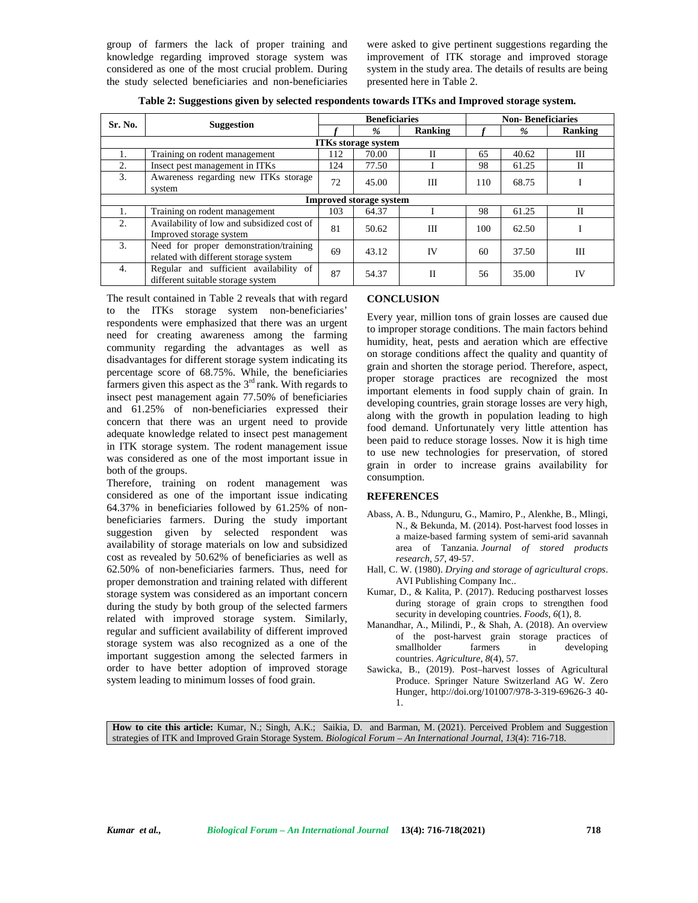group of farmers the lack of proper training and knowledge regarding improved storage system was considered as one of the most crucial problem. During the study selected beneficiaries and non-beneficiaries were asked to give pertinent suggestions regarding the improvement of ITK storage and improved storage system in the study area. The details of results are being presented here in Table 2.

**Table 2: Suggestions given by selected respondents towards ITKs and Improved storage system.**

| Sr. No. | Suggestion | Beneficiaries | | | Non- Beneficiaries | | |
|---|---|---|---|---|---|---|---|
| | | *f* | *%* | Ranking | *f* | *%* | Ranking |
| | **ITKs storage system** | | | | | | |
| 1. | Training on rodent management | 112 | 70.00 | II | 65 | 40.62 | III |
| 2. | Insect pest management in ITKs | 124 | 77.50 | I | 98 | 61.25 | II |
| 3. | Awareness regarding new ITKs storage system | 72 | 45.00 | III | 110 | 68.75 | I |
| | **Improved storage system** | | | | | | |
| 1. | Training on rodent management | 103 | 64.37 | I | 98 | 61.25 | II |
| 2. | Availability of low and subsidized cost of Improved storage system | 81 | 50.62 | III | 100 | 62.50 | I |
| 3. | Need for proper demonstration/training related with different storage system | 69 | 43.12 | IV | 60 | 37.50 | III |
| 4. | Regular and sufficient availability of different suitable storage system | 87 | 54.37 | II | 56 | 35.00 | IV |

The result contained in Table 2 reveals that with regard to the ITKs storage system non-beneficiaries' respondents were emphasized that there was an urgent need for creating awareness among the farming community regarding the advantages as well as disadvantages for different storage system indicating its percentage score of 68.75%. While, the beneficiaries farmers given this aspect as the 3rd rank. With regards to insect pest management again 77.50% of beneficiaries and 61.25% of non-beneficiaries expressed their concern that there was an urgent need to provide adequate knowledge related to insect pest management in ITK storage system. The rodent management issue was considered as one of the most important issue in both of the groups.

Therefore, training on rodent management was considered as one of the important issue indicating 64.37% in beneficiaries followed by 61.25% of non-beneficiaries farmers. During the study important suggestion given by selected respondent was availability of storage materials on low and subsidized cost as revealed by 50.62% of beneficiaries as well as 62.50% of non-beneficiaries farmers. Thus, need for proper demonstration and training related with different storage system was considered as an important concern during the study by both group of the selected farmers related with improved storage system. Similarly, regular and sufficient availability of different improved storage system was also recognized as a one of the important suggestion among the selected farmers in order to have better adoption of improved storage system leading to minimum losses of food grain.

## CONCLUSION

Every year, million tons of grain losses are caused due to improper storage conditions. The main factors behind humidity, heat, pests and aeration which are effective on storage conditions affect the quality and quantity of grain and shorten the storage period. Therefore, aspect, proper storage practices are recognized the most important elements in food supply chain of grain. In developing countries, grain storage losses are very high, along with the growth in population leading to high food demand. Unfortunately very little attention has been paid to reduce storage losses. Now it is high time to use new technologies for preservation, of stored grain in order to increase grains availability for consumption.

## REFERENCES

Abass, A. B., Ndunguru, G., Mamiro, P., Alenkhe, B., Mlingi, N., & Bekunda, M. (2014). Post-harvest food losses in a maize-based farming system of semi-arid savannah area of Tanzania. *Journal of stored products research*, *57*, 49-57.

Hall, C. W. (1980). *Drying and storage of agricultural crops*. AVI Publishing Company Inc..

Kumar, D., & Kalita, P. (2017). Reducing postharvest losses during storage of grain crops to strengthen food security in developing countries. *Foods*, *6*(1), 8.

Manandhar, A., Milindi, P., & Shah, A. (2018). An overview of the post-harvest grain storage practices of smallholder farmers in developing countries. *Agriculture*, *8*(4), 57.

Sawicka, B., (2019). Post–harvest losses of Agricultural Produce. Springer Nature Switzerland AG W. Zero Hunger, http://doi.org/101007/978-3-319-69626-3 40-1.

**How to cite this article:** Kumar, N.; Singh, A.K.; Saikia, D. and Barman, M. (2021). Perceived Problem and Suggestion strategies of ITK and Improved Grain Storage System. *Biological Forum – An International Journal*, *13*(4): 716-718.